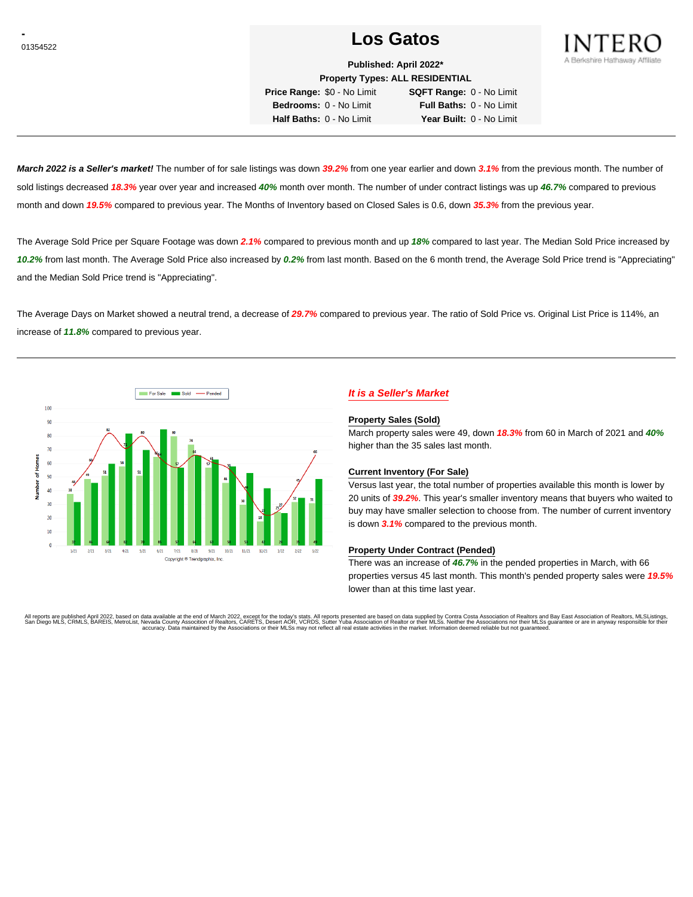-
01354522

# Los Gatos

**Published: April 2022***
**Property Types: ALL RESIDENTIAL**

| | | | |
|---|---|---|---|
| **Price Range:** | $0 - No Limit | **SQFT Range:** | 0 - No Limit |
| **Bedrooms:** | 0 - No Limit | **Full Baths:** | 0 - No Limit |
| **Half Baths:** | 0 - No Limit | **Year Built:** | 0 - No Limit |

INTERO
A Berkshire Hathaway Affiliate

---

***March 2022 is a Seller's market!*** The number of for sale listings was down ***39.2%*** from one year earlier and down ***3.1%*** from the previous month. The number of sold listings decreased ***18.3%*** year over year and increased ***40%*** month over month. The number of under contract listings was up ***46.7%*** compared to previous month and down ***19.5%*** compared to previous year. The Months of Inventory based on Closed Sales is 0.6, down ***35.3%*** from the previous year.

The Average Sold Price per Square Footage was down ***2.1%*** compared to previous month and up ***18%*** compared to last year. The Median Sold Price increased by ***10.2%*** from last month. The Average Sold Price also increased by ***0.2%*** from last month. Based on the 6 month trend, the Average Sold Price trend is "Appreciating" and the Median Sold Price trend is "Appreciating".

The Average Days on Market showed a neutral trend, a decrease of ***29.7%*** compared to previous year. The ratio of Sold Price vs. Original List Price is 114%, an increase of ***11.8%*** compared to previous year.

---

Copyright ® Trendgraphix, Inc.

### *It is a Seller's Market*

**Property Sales (Sold)**
March property sales were 49, down ***18.3%*** from 60 in March of 2021 and ***40%*** higher than the 35 sales last month.

**Current Inventory (For Sale)**
Versus last year, the total number of properties available this month is lower by 20 units of ***39.2%***. This year's smaller inventory means that buyers who waited to buy may have smaller selection to choose from. The number of current inventory is down ***3.1%*** compared to the previous month.

**Property Under Contract (Pended)**
There was an increase of ***46.7%*** in the pended properties in March, with 66 properties versus 45 last month. This month's pended property sales were ***19.5%*** lower than at this time last year.

All reports are published April 2022, based on data available at the end of March 2022, except for the today's stats. All reports presented are based on data supplied by Contra Costa Association of Realtors and Bay East Association of Realtors, MLSListings, San Diego MLS, CRMLS, BAREIS, MetroList, Nevada County Association of Realtors, CARETS, Desert AOR, VCRDS, Sutter Yuba Association of Realtor or their MLSs. Neither the Associations nor their MLSs guarantee or are in anyway responsible for their accuracy. Data maintained by the Associations or their MLSs may not reflect all real estate activities in the market. Information deemed reliable but not guaranteed.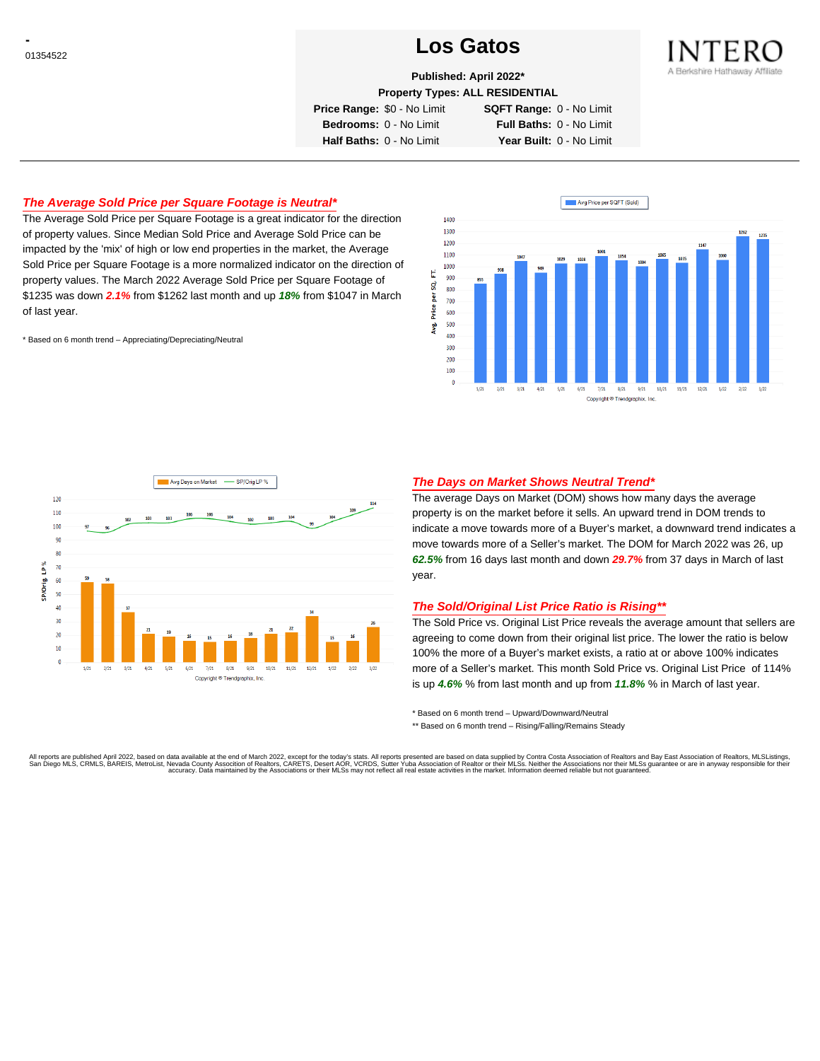\-
01354522

# Los Gatos

INTERO
A Berkshire Hathaway Affiliate

**Published: April 2022***

**Property Types: ALL RESIDENTIAL**

| | | | |
|---|---|---|---|
| **Price Range:** | $0 - No Limit | **SQFT Range:** | 0 - No Limit |
| **Bedrooms:** | 0 - No Limit | **Full Baths:** | 0 - No Limit |
| **Half Baths:** | 0 - No Limit | **Year Built:** | 0 - No Limit |

## *The Average Sold Price per Square Footage is Neutral**

The Average Sold Price per Square Footage is a great indicator for the direction of property values. Since Median Sold Price and Average Sold Price can be impacted by the 'mix' of high or low end properties in the market, the Average Sold Price per Square Footage is a more normalized indicator on the direction of property values. The March 2022 Average Sold Price per Square Footage of $1235 was down ***2.1%*** from $1262 last month and up ***18%*** from $1047 in March of last year.

\* Based on 6 month trend – Appreciating/Depreciating/Neutral

Avg Price per SQFT (Sold)

| Month | 1/21 | 2/21 | 3/21 | 4/21 | 5/21 | 6/21 | 7/21 | 8/21 | 9/21 | 10/21 | 11/21 | 12/21 | 1/22 | 2/22 | 3/22 |
|---|---|---|---|---|---|---|---|---|---|---|---|---|---|---|---|
| Avg. Price per SQ. FT. | 855 | 938 | 1047 | 949 | 1029 | 1028 | 1091 | 1054 | 1004 | 1065 | 1035 | 1147 | 1060 | 1262 | 1235 |

Copyright ® Trendgraphix, Inc.

Avg Days on Market — SP/Orig LP %

| Month | 1/21 | 2/21 | 3/21 | 4/21 | 5/21 | 6/21 | 7/21 | 8/21 | 9/21 | 10/21 | 11/21 | 12/21 | 1/22 | 2/22 | 3/22 |
|---|---|---|---|---|---|---|---|---|---|---|---|---|---|---|---|
| Avg Days on Market | 59 | 58 | 37 | 21 | 19 | 16 | 15 | 16 | 18 | 21 | 22 | 34 | 15 | 16 | 26 |
| SP/Orig LP % | 97 | 96 | 102 | 103 | 103 | 106 | 106 | 104 | 100 | 100 | 104 | 99 | 104 | 109 | 114 |

Copyright ® Trendgraphix, Inc.

## *The Days on Market Shows Neutral Trend**

The average Days on Market (DOM) shows how many days the average property is on the market before it sells. An upward trend in DOM trends to indicate a move towards more of a Buyer's market, a downward trend indicates a move towards more of a Seller's market. The DOM for March 2022 was 26, up ***62.5%*** from 16 days last month and down ***29.7%*** from 37 days in March of last year.

## *The Sold/Original List Price Ratio is Rising***

The Sold Price vs. Original List Price reveals the average amount that sellers are agreeing to come down from their original list price. The lower the ratio is below 100% the more of a Buyer's market exists, a ratio at or above 100% indicates more of a Seller's market. This month Sold Price vs. Original List Price of 114% is up ***4.6%*** % from last month and up from ***11.8%*** % in March of last year.

\* Based on 6 month trend – Upward/Downward/Neutral

\*\* Based on 6 month trend – Rising/Falling/Remains Steady

All reports are published April 2022, based on data available at the end of March 2022, except for the today's stats. All reports presented are based on data supplied by Contra Costa Association of Realtors and Bay East Association of Realtors, MLSListings, San Diego MLS, CRMLS, BAREIS, MetroList, Nevada County Association of Realtors, CARETS, Desert AOR, VCRDS, Sutter Yuba Association of Realtor or their MLSs. Neither the Associations nor their MLSs guarantee or are in anyway responsible for their accuracy. Data maintained by the Associations or their MLSs may not reflect all real estate activities in the market. Information deemed reliable but not guaranteed.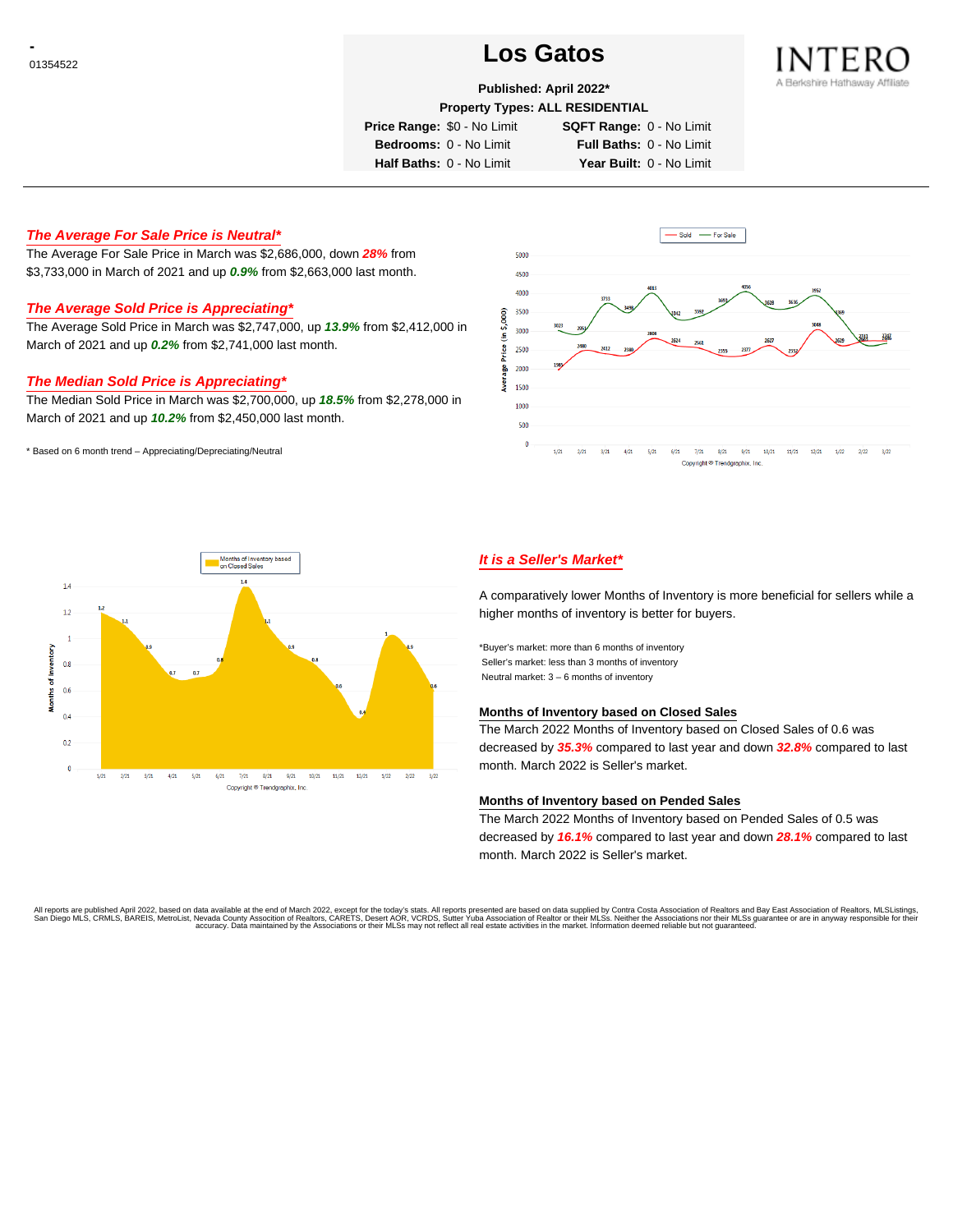-
01354522

# Los Gatos

**Published: April 2022***

**Property Types: ALL RESIDENTIAL**

| | | | |
|---|---|---|---|
| **Price Range:** | $0 - No Limit | **SQFT Range:** | 0 - No Limit |
| **Bedrooms:** | 0 - No Limit | **Full Baths:** | 0 - No Limit |
| **Half Baths:** | 0 - No Limit | **Year Built:** | 0 - No Limit |

INTERO
A Berkshire Hathaway Affiliate

## *The Average For Sale Price is Neutral**

The Average For Sale Price in March was $2,686,000, down ***28%*** from $3,733,000 in March of 2021 and up ***0.9%*** from $2,663,000 last month.

## *The Average Sold Price is Appreciating**

The Average Sold Price in March was $2,747,000, up ***13.9%*** from $2,412,000 in March of 2021 and up ***0.2%*** from $2,741,000 last month.

## *The Median Sold Price is Appreciating**

The Median Sold Price in March was $2,700,000, up ***18.5%*** from $2,278,000 in March of 2021 and up ***10.2%*** from $2,450,000 last month.

* Based on 6 month trend – Appreciating/Depreciating/Neutral

## *It is a Seller's Market**

A comparatively lower Months of Inventory is more beneficial for sellers while a higher months of inventory is better for buyers.

*Buyer's market: more than 6 months of inventory
Seller's market: less than 3 months of inventory
Neutral market: 3 – 6 months of inventory

### Months of Inventory based on Closed Sales

The March 2022 Months of Inventory based on Closed Sales of 0.6 was decreased by ***35.3%*** compared to last year and down ***32.8%*** compared to last month. March 2022 is Seller's market.

### Months of Inventory based on Pended Sales

The March 2022 Months of Inventory based on Pended Sales of 0.5 was decreased by ***16.1%*** compared to last year and down ***28.1%*** compared to last month. March 2022 is Seller's market.

All reports are published April 2022, based on data available at the end of March 2022, except for the today's stats. All reports presented are based on data supplied by Contra Costa Association of Realtors and Bay East Association of Realtors, MLSListings, San Diego MLS, CRMLS, BAREIS, MetroList, Nevada County Association of Realtors, CARETS, Desert AOR, VCRDS, Sutter Yuba Association of Realtor or their MLSs. Neither the Associations nor their MLSs guarantee or are in anyway responsible for their accuracy. Data maintained by the Associations or their MLSs may not reflect all real estate activities in the market. Information deemed reliable but not guaranteed.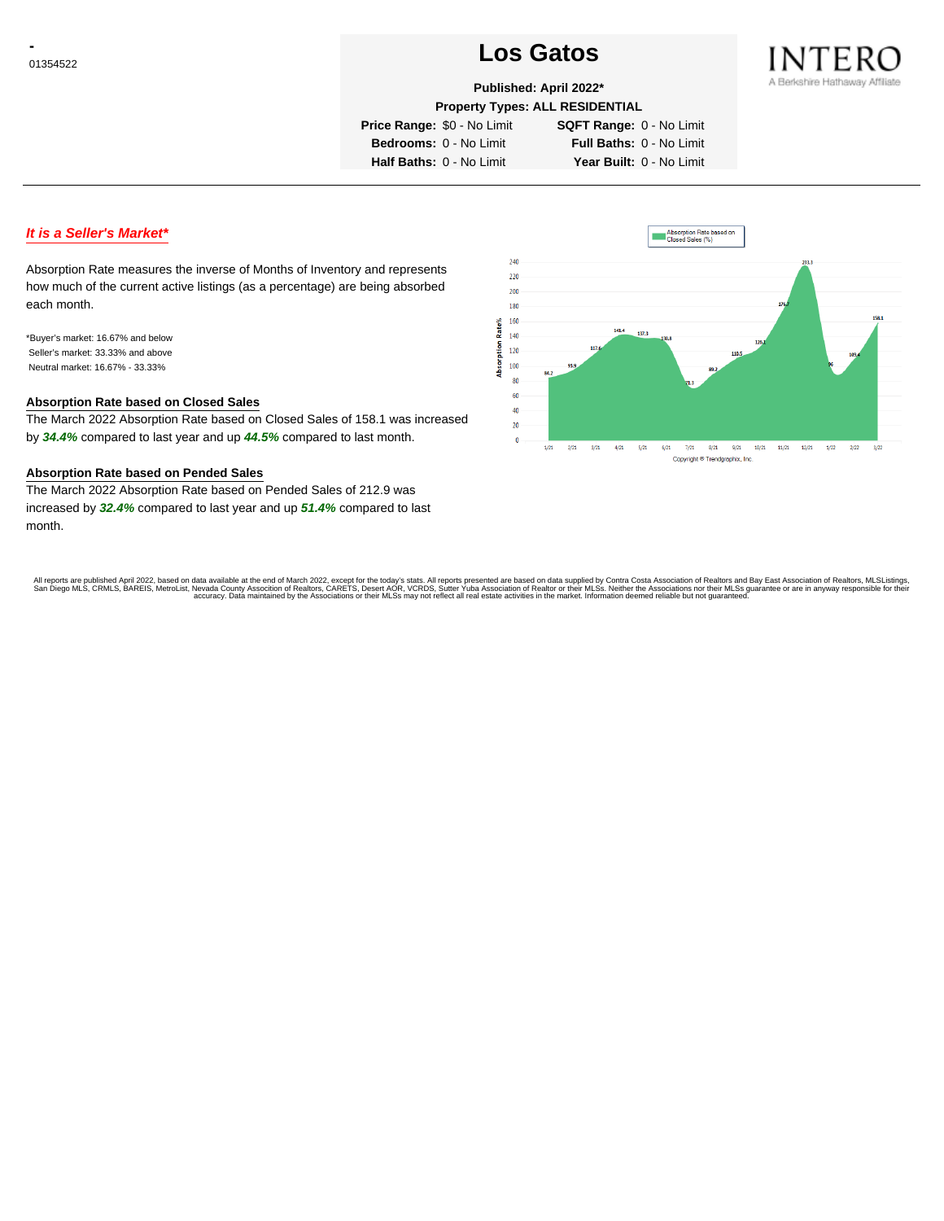-
01354522

# Los Gatos

INTERO
A Berkshire Hathaway Affiliate

**Published: April 2022***

**Property Types: ALL RESIDENTIAL**

**Price Range:** $0 - No Limit **SQFT Range:** 0 - No Limit
**Bedrooms:** 0 - No Limit **Full Baths:** 0 - No Limit
**Half Baths:** 0 - No Limit **Year Built:** 0 - No Limit

---

## *It is a Seller's Market**

Absorption Rate measures the inverse of Months of Inventory and represents how much of the current active listings (as a percentage) are being absorbed each month.

*Buyer's market: 16.67% and below
Seller's market: 33.33% and above
Neutral market: 16.67% - 33.33%

### Absorption Rate based on Closed Sales

The March 2022 Absorption Rate based on Closed Sales of 158.1 was increased by ***34.4%*** compared to last year and up ***44.5%*** compared to last month.

### Absorption Rate based on Pended Sales

The March 2022 Absorption Rate based on Pended Sales of 212.9 was increased by ***32.4%*** compared to last year and up ***51.4%*** compared to last month.

Absorption Rate based on Closed Sales (%)
Absorption Rate%
240
220
200
180
160
140
120
100
80
60
40
20
0
84.2
93.9
117.6
141.4
137.3
136.8
71.3
89.2
110.5
126.1
176.7
233.3
96
109.4
158.1
1/21 2/21 3/21 4/21 5/21 6/21 7/21 8/21 9/21 10/21 11/21 12/21 1/22 2/22 3/22
Copyright ® Trendgraphix, Inc.

All reports are published April 2022, based on data available at the end of March 2022, except for the today's stats. All reports presented are based on data supplied by Contra Costa Association of Realtors and Bay East Association of Realtors, MLSListings, San Diego MLS, CRMLS, BAREIS, MetroList, Nevada County Assocition of Realtors, CARETS, Desert AOR, VCRDS, Sutter Yuba Association of Realtor or their MLSs. Neither the Associations nor their MLSs guarantee or are in anyway responsible for their accuracy. Data maintained by the Associations or their MLSs may not reflect all real estate activities in the market. Information deemed reliable but not guaranteed.